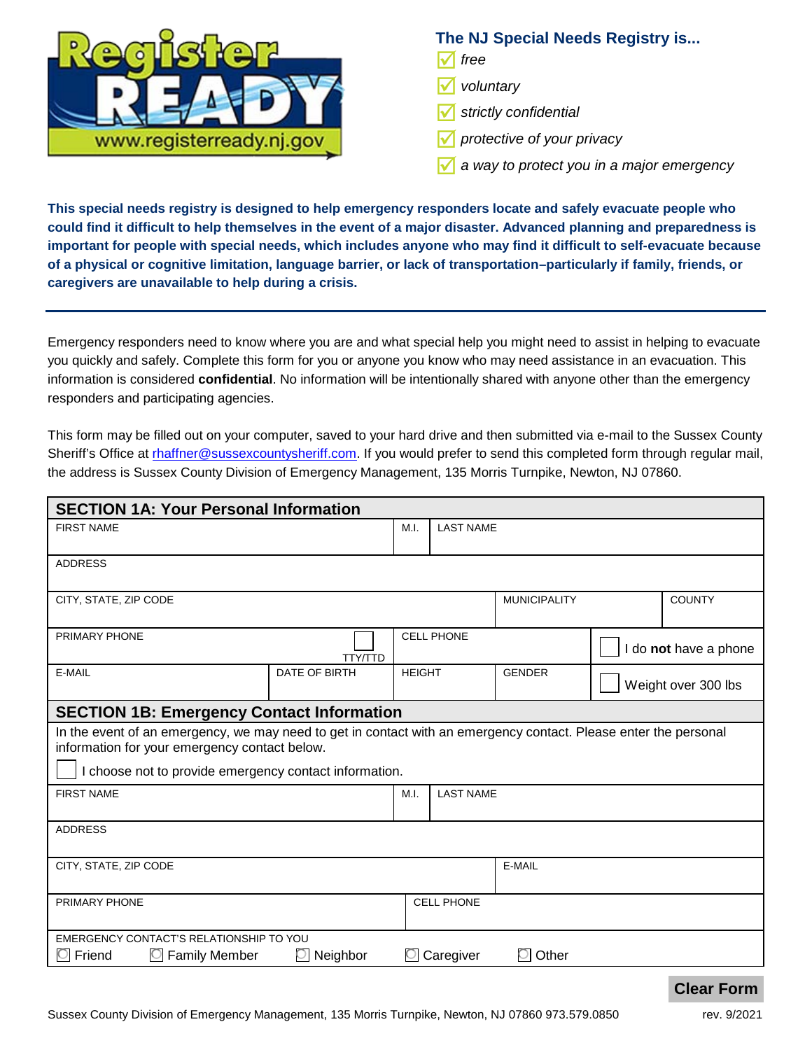Register READY
www.registerready.nj.gov

**The NJ Special Needs Registry is...**

- ☑ *free*
- ☑ *voluntary*
- ☑ *strictly confidential*
- ☑ *protective of your privacy*
- ☑ *a way to protect you in a major emergency*

**This special needs registry is designed to help emergency responders locate and safely evacuate people who could find it difficult to help themselves in the event of a major disaster. Advanced planning and preparedness is important for people with special needs, which includes anyone who may find it difficult to self-evacuate because of a physical or cognitive limitation, language barrier, or lack of transportation–particularly if family, friends, or caregivers are unavailable to help during a crisis.**

---

Emergency responders need to know where you are and what special help you might need to assist in helping to evacuate you quickly and safely. Complete this form for you or anyone you know who may need assistance in an evacuation. This information is considered **confidential**. No information will be intentionally shared with anyone other than the emergency responders and participating agencies.

This form may be filled out on your computer, saved to your hard drive and then submitted via e-mail to the Sussex County Sheriff's Office at rhaffner@sussexcountysheriff.com. If you would prefer to send this completed form through regular mail, the address is Sussex County Division of Emergency Management, 135 Morris Turnpike, Newton, NJ 07860.

## SECTION 1A: Your Personal Information

| FIRST NAME | | M.I. | LAST NAME | | |
|---|---|---|---|---|---|
| ADDRESS | | | | | |
| CITY, STATE, ZIP CODE | | | | MUNICIPALITY | COUNTY |
| PRIMARY PHONE ☐ TTY/TTD | | CELL PHONE | | ☐ I do **not** have a phone | |
| E-MAIL | DATE OF BIRTH | HEIGHT | GENDER | ☐ Weight over 300 lbs | |

## SECTION 1B: Emergency Contact Information

In the event of an emergency, we may need to get in contact with an emergency contact. Please enter the personal information for your emergency contact below.

☐ I choose not to provide emergency contact information.

| FIRST NAME | M.I. | LAST NAME |
|---|---|---|
| ADDRESS | | |
| CITY, STATE, ZIP CODE | | E-MAIL |
| PRIMARY PHONE | CELL PHONE | |

EMERGENCY CONTACT'S RELATIONSHIP TO YOU

○ Friend ○ Family Member ○ Neighbor ○ Caregiver ○ Other

**Clear Form**

Sussex County Division of Emergency Management, 135 Morris Turnpike, Newton, NJ 07860 973.579.0850 rev. 9/2021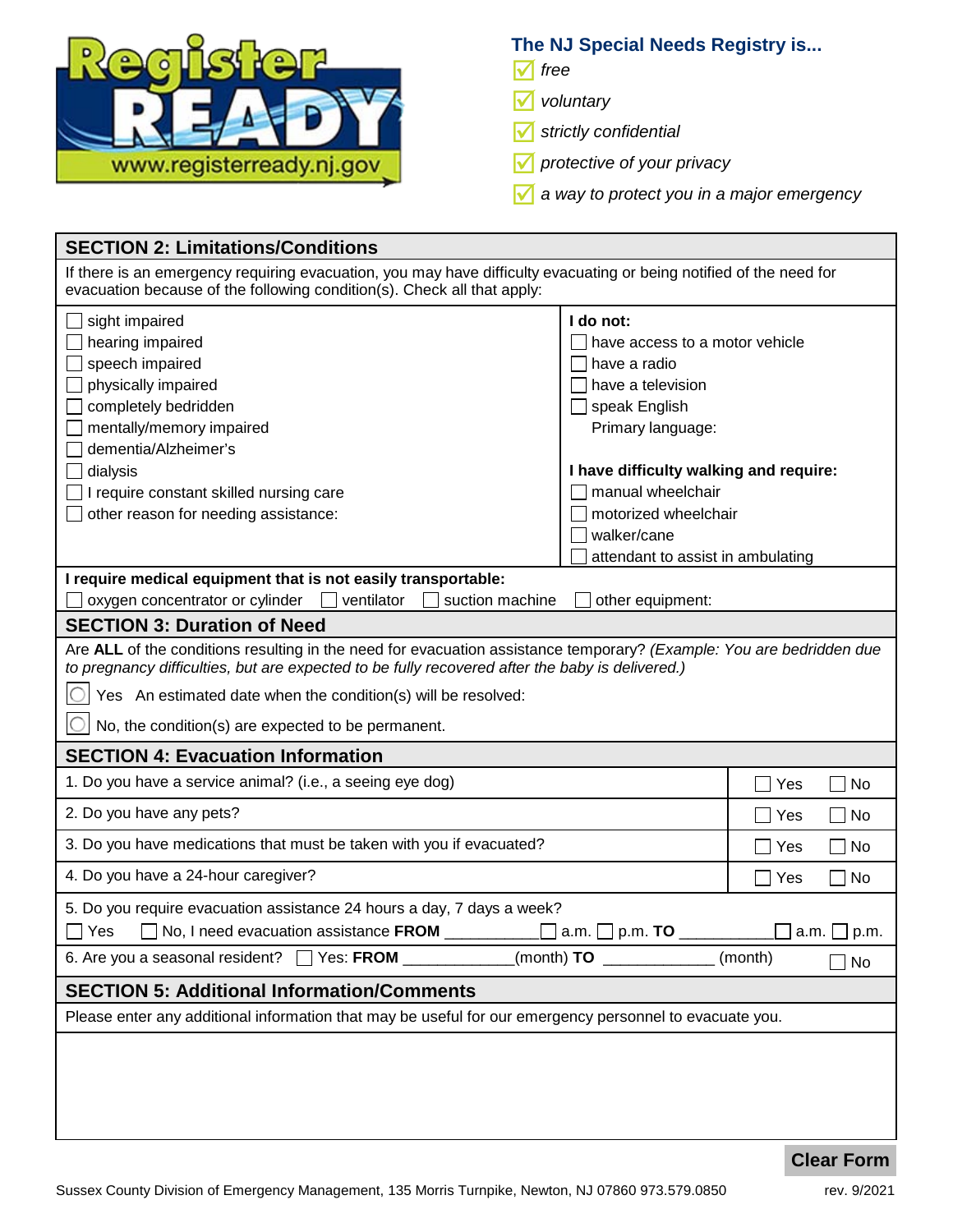Register READY www.registerready.nj.gov

**The NJ Special Needs Registry is...**

- ☐ *free*
- ☐ *voluntary*
- ☐ *strictly confidential*
- ☐ *protective of your privacy*
- ☐ *a way to protect you in a major emergency*

## SECTION 2: Limitations/Conditions

If there is an emergency requiring evacuation, you may have difficulty evacuating or being notified of the need for evacuation because of the following condition(s). Check all that apply:

- ☐ sight impaired
- ☐ hearing impaired
- ☐ speech impaired
- ☐ physically impaired
- ☐ completely bedridden
- ☐ mentally/memory impaired
- ☐ dementia/Alzheimer's
- ☐ dialysis
- ☐ I require constant skilled nursing care
- ☐ other reason for needing assistance:

**I do not:**

- ☐ have access to a motor vehicle
- ☐ have a radio
- ☐ have a television
- ☐ speak English

Primary language:

**I have difficulty walking and require:**

- ☐ manual wheelchair
- ☐ motorized wheelchair
- ☐ walker/cane
- ☐ attendant to assist in ambulating

**I require medical equipment that is not easily transportable:**

☐ oxygen concentrator or cylinder ☐ ventilator ☐ suction machine ☐ other equipment:

## SECTION 3: Duration of Need

Are **ALL** of the conditions resulting in the need for evacuation assistance temporary? *(Example: You are bedridden due to pregnancy difficulties, but are expected to be fully recovered after the baby is delivered.)*

◯ Yes An estimated date when the condition(s) will be resolved:

◯ No, the condition(s) are expected to be permanent.

## SECTION 4: Evacuation Information

| | |
|---|---|
| 1. Do you have a service animal? (i.e., a seeing eye dog) | ☐ Yes ☐ No |
| 2. Do you have any pets? | ☐ Yes ☐ No |
| 3. Do you have medications that must be taken with you if evacuated? | ☐ Yes ☐ No |
| 4. Do you have a 24-hour caregiver? | ☐ Yes ☐ No |

5. Do you require evacuation assistance 24 hours a day, 7 days a week?

☐ Yes ☐ No, I need evacuation assistance **FROM** __________ ☐ a.m. ☐ p.m. **TO** __________ ☐ a.m. ☐ p.m.

6. Are you a seasonal resident? ☐ Yes: **FROM** ____________(month) **TO** ____________ (month) ☐ No

## SECTION 5: Additional Information/Comments

Please enter any additional information that may be useful for our emergency personnel to evacuate you.

Clear Form

Sussex County Division of Emergency Management, 135 Morris Turnpike, Newton, NJ 07860 973.579.0850 rev. 9/2021